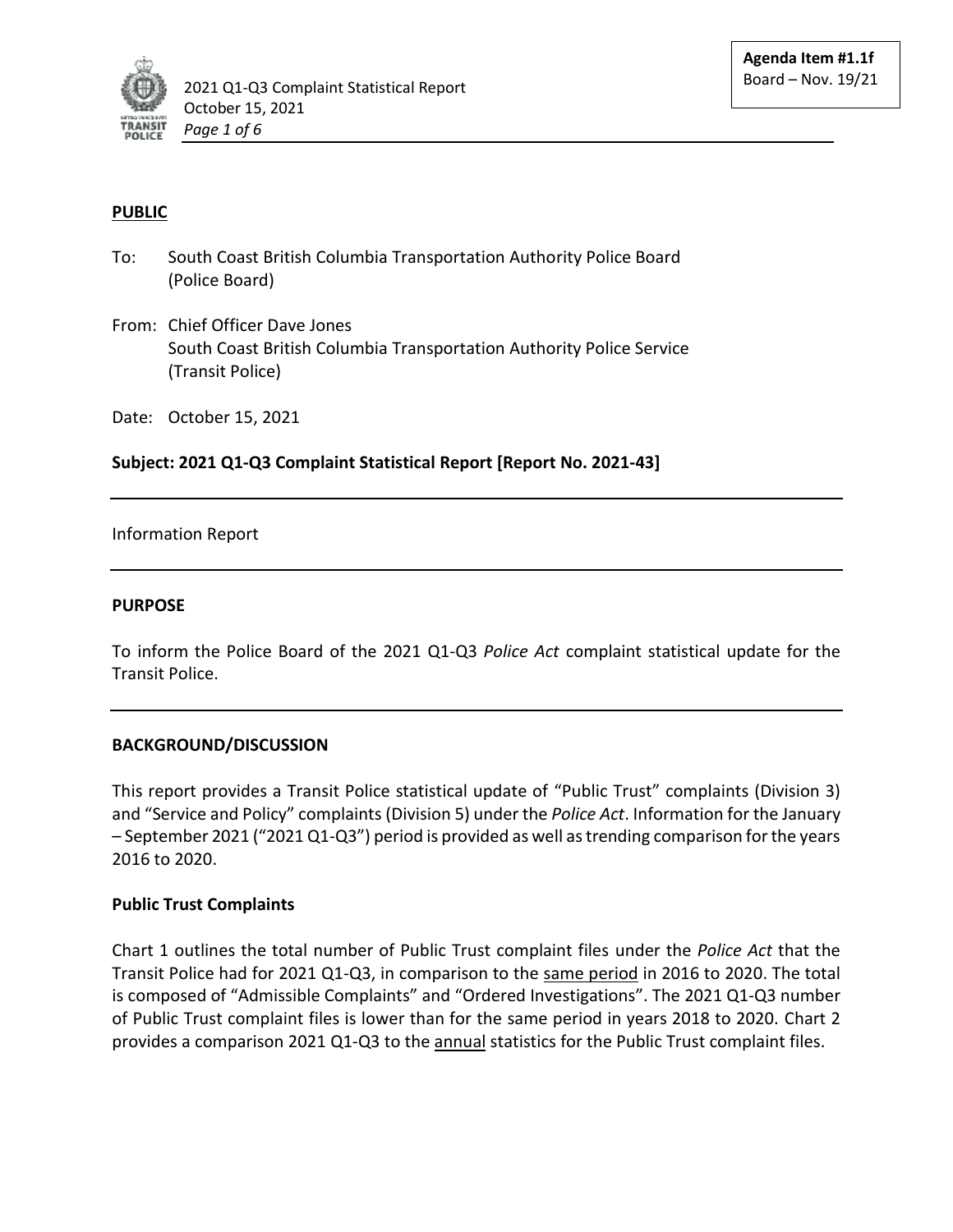**Agenda Item #1.1f**
Board – Nov. 19/21

**PUBLIC**

To: South Coast British Columbia Transportation Authority Police Board (Police Board)

From: Chief Officer Dave Jones
South Coast British Columbia Transportation Authority Police Service (Transit Police)

Date: October 15, 2021

**Subject: 2021 Q1-Q3 Complaint Statistical Report [Report No. 2021-43]**

---

Information Report

---

**PURPOSE**

To inform the Police Board of the 2021 Q1-Q3 *Police Act* complaint statistical update for the Transit Police.

---

**BACKGROUND/DISCUSSION**

This report provides a Transit Police statistical update of "Public Trust" complaints (Division 3) and "Service and Policy" complaints (Division 5) under the *Police Act*. Information for the January – September 2021 ("2021 Q1-Q3") period is provided as well as trending comparison for the years 2016 to 2020.

**Public Trust Complaints**

Chart 1 outlines the total number of Public Trust complaint files under the *Police Act* that the Transit Police had for 2021 Q1-Q3, in comparison to the same period in 2016 to 2020. The total is composed of "Admissible Complaints" and "Ordered Investigations". The 2021 Q1-Q3 number of Public Trust complaint files is lower than for the same period in years 2018 to 2020. Chart 2 provides a comparison 2021 Q1-Q3 to the annual statistics for the Public Trust complaint files.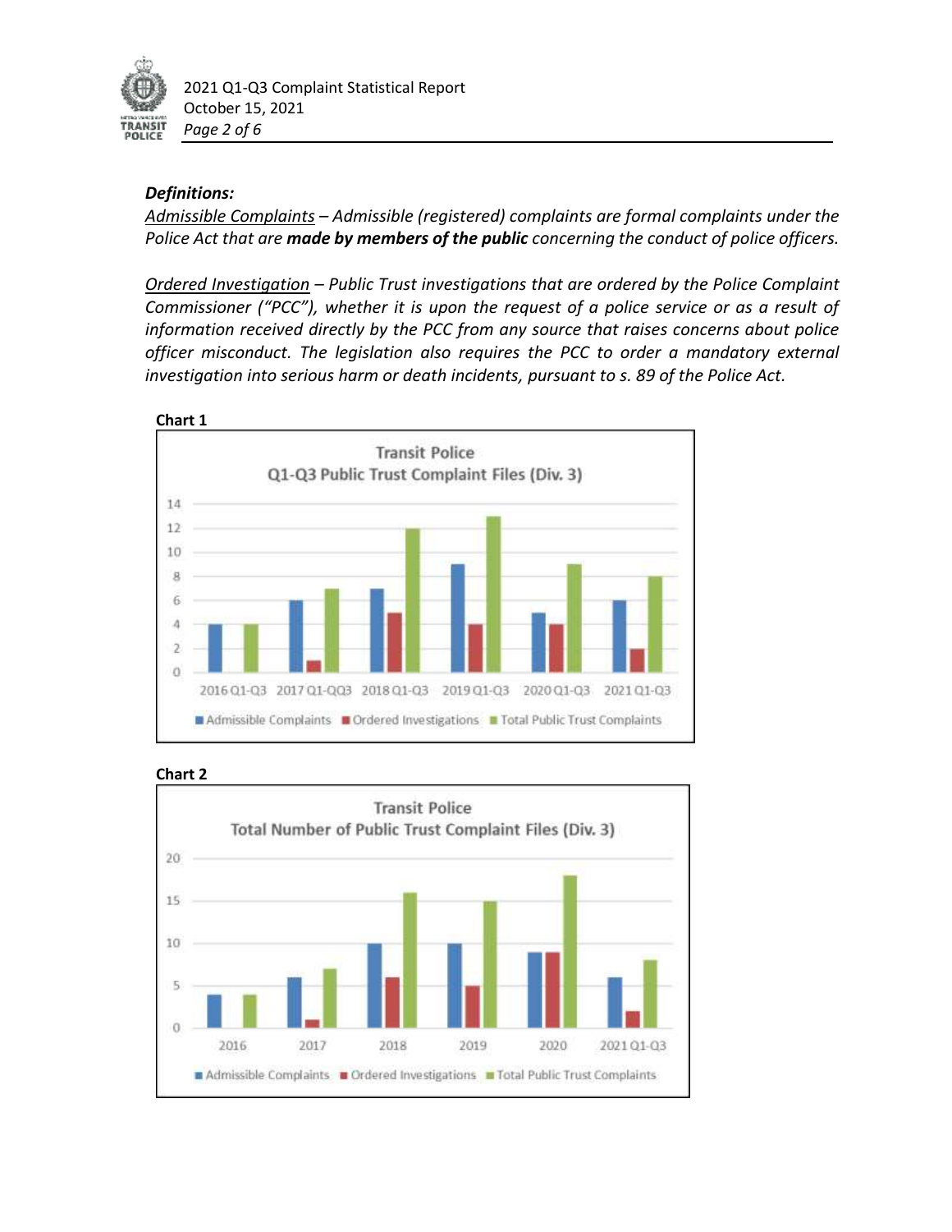***Definitions:***

*<u>Admissible Complaints</u> – Admissible (registered) complaints are formal complaints under the Police Act that are **made by members of the public** concerning the conduct of police officers.*

*<u>Ordered Investigation</u> – Public Trust investigations that are ordered by the Police Complaint Commissioner ("PCC"), whether it is upon the request of a police service or as a result of information received directly by the PCC from any source that raises concerns about police officer misconduct. The legislation also requires the PCC to order a mandatory external investigation into serious harm or death incidents, pursuant to s. 89 of the Police Act.*

**Chart 1**

Transit Police
Q1-Q3 Public Trust Complaint Files (Div. 3)

**Chart 2**

Transit Police
Total Number of Public Trust Complaint Files (Div. 3)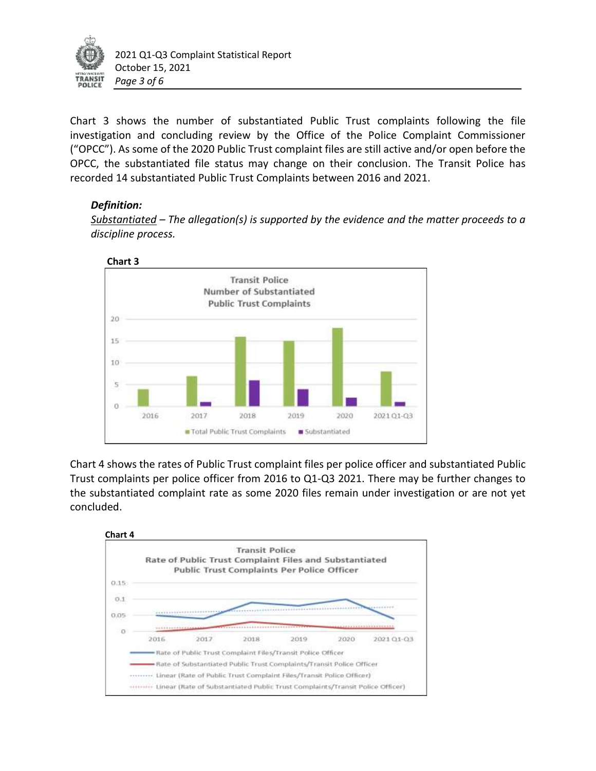Chart 3 shows the number of substantiated Public Trust complaints following the file investigation and concluding review by the Office of the Police Complaint Commissioner ("OPCC"). As some of the 2020 Public Trust complaint files are still active and/or open before the OPCC, the substantiated file status may change on their conclusion. The Transit Police has recorded 14 substantiated Public Trust Complaints between 2016 and 2021.

***Definition:***

*<u>Substantiated</u> – The allegation(s) is supported by the evidence and the matter proceeds to a discipline process.*

**Chart 3**

Chart 4 shows the rates of Public Trust complaint files per police officer and substantiated Public Trust complaints per police officer from 2016 to Q1-Q3 2021. There may be further changes to the substantiated complaint rate as some 2020 files remain under investigation or are not yet concluded.

**Chart 4**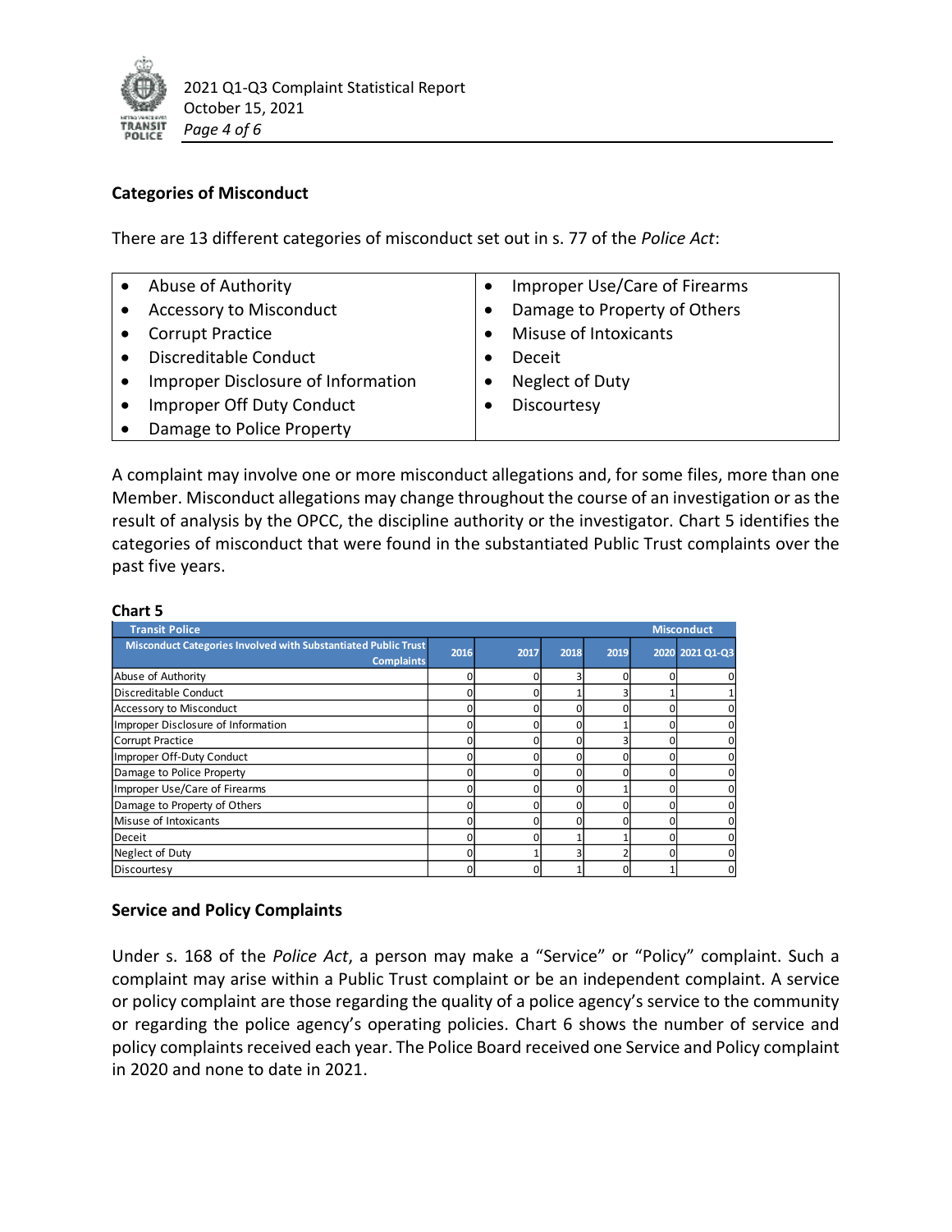## Categories of Misconduct

There are 13 different categories of misconduct set out in s. 77 of the *Police Act*:

- Abuse of Authority
- Accessory to Misconduct
- Corrupt Practice
- Discreditable Conduct
- Improper Disclosure of Information
- Improper Off Duty Conduct
- Damage to Police Property
- Improper Use/Care of Firearms
- Damage to Property of Others
- Misuse of Intoxicants
- Deceit
- Neglect of Duty
- Discourtesy

A complaint may involve one or more misconduct allegations and, for some files, more than one Member. Misconduct allegations may change throughout the course of an investigation or as the result of analysis by the OPCC, the discipline authority or the investigator. Chart 5 identifies the categories of misconduct that were found in the substantiated Public Trust complaints over the past five years.

**Chart 5**

| Transit Police | | | | | Misconduct | |
|---|---|---|---|---|---|---|
| Misconduct Categories Involved with Substantiated Public Trust Complaints | 2016 | 2017 | 2018 | 2019 | 2020 | 2021 Q1-Q3 |
| Abuse of Authority | 0 | 0 | 3 | 0 | 0 | 0 |
| Discreditable Conduct | 0 | 0 | 1 | 3 | 1 | 1 |
| Accessory to Misconduct | 0 | 0 | 0 | 0 | 0 | 0 |
| Improper Disclosure of Information | 0 | 0 | 0 | 1 | 0 | 0 |
| Corrupt Practice | 0 | 0 | 0 | 3 | 0 | 0 |
| Improper Off-Duty Conduct | 0 | 0 | 0 | 0 | 0 | 0 |
| Damage to Police Property | 0 | 0 | 0 | 0 | 0 | 0 |
| Improper Use/Care of Firearms | 0 | 0 | 0 | 1 | 0 | 0 |
| Damage to Property of Others | 0 | 0 | 0 | 0 | 0 | 0 |
| Misuse of Intoxicants | 0 | 0 | 0 | 0 | 0 | 0 |
| Deceit | 0 | 0 | 1 | 1 | 0 | 0 |
| Neglect of Duty | 0 | 1 | 3 | 2 | 0 | 0 |
| Discourtesy | 0 | 0 | 1 | 0 | 1 | 0 |

## Service and Policy Complaints

Under s. 168 of the *Police Act*, a person may make a "Service" or "Policy" complaint. Such a complaint may arise within a Public Trust complaint or be an independent complaint. A service or policy complaint are those regarding the quality of a police agency's service to the community or regarding the police agency's operating policies. Chart 6 shows the number of service and policy complaints received each year. The Police Board received one Service and Policy complaint in 2020 and none to date in 2021.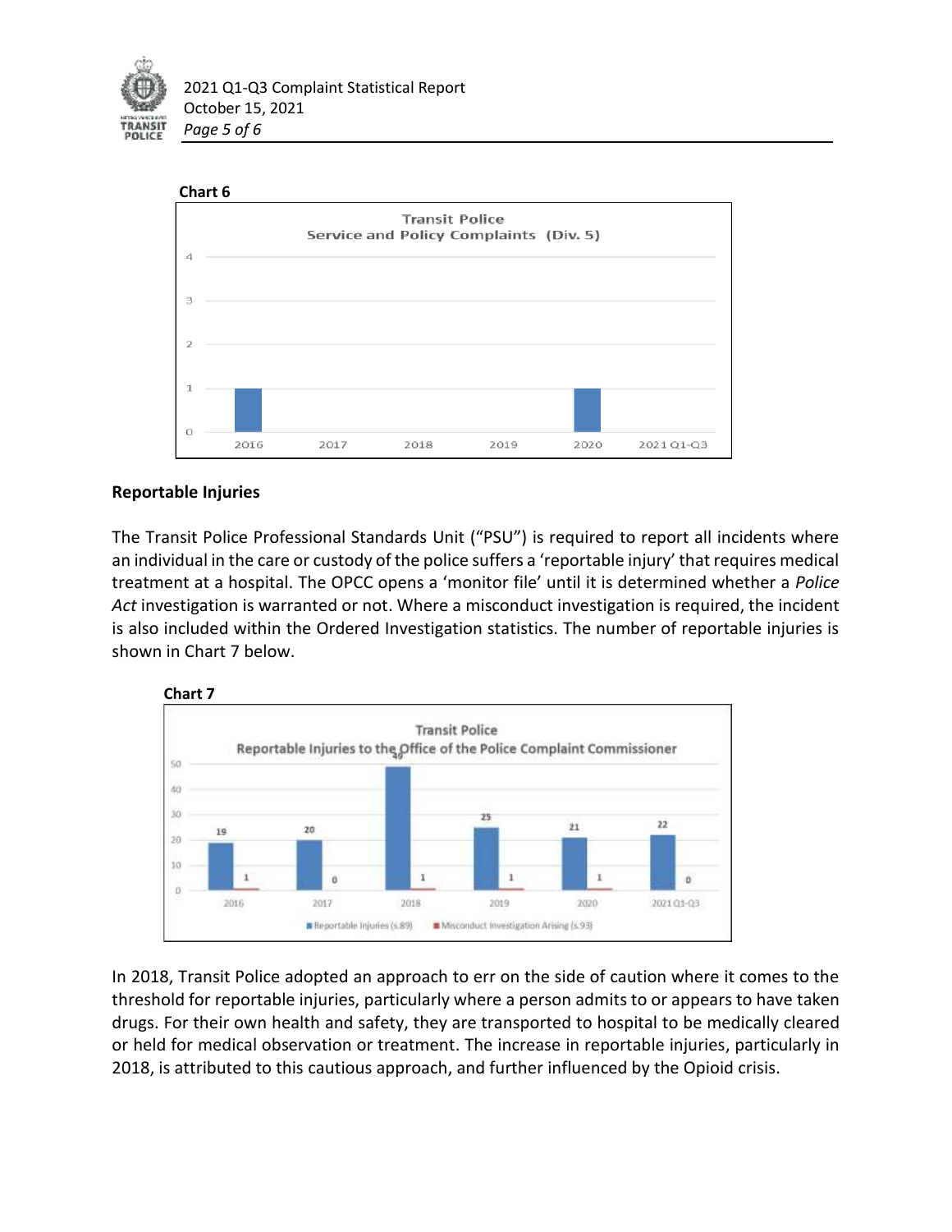**Chart 6**

Transit Police
Service and Policy Complaints (Div. 5)

| Year | Complaints |
|---|---|
| 2016 | 1 |
| 2017 | 0 |
| 2018 | 0 |
| 2019 | 0 |
| 2020 | 1 |
| 2021 Q1-Q3 | 0 |

## Reportable Injuries

The Transit Police Professional Standards Unit ("PSU") is required to report all incidents where an individual in the care or custody of the police suffers a 'reportable injury' that requires medical treatment at a hospital. The OPCC opens a 'monitor file' until it is determined whether a *Police Act* investigation is warranted or not. Where a misconduct investigation is required, the incident is also included within the Ordered Investigation statistics. The number of reportable injuries is shown in Chart 7 below.

**Chart 7**

Transit Police
Reportable Injuries to the Office of the Police Complaint Commissioner

| Year | Reportable Injuries (s.89) | Misconduct Investigation Arising (s.93) |
|---|---|---|
| 2016 | 19 | 1 |
| 2017 | 20 | 0 |
| 2018 | 49 | 1 |
| 2019 | 25 | 1 |
| 2020 | 21 | 1 |
| 2021 Q1-Q3 | 22 | 0 |

In 2018, Transit Police adopted an approach to err on the side of caution where it comes to the threshold for reportable injuries, particularly where a person admits to or appears to have taken drugs. For their own health and safety, they are transported to hospital to be medically cleared or held for medical observation or treatment. The increase in reportable injuries, particularly in 2018, is attributed to this cautious approach, and further influenced by the Opioid crisis.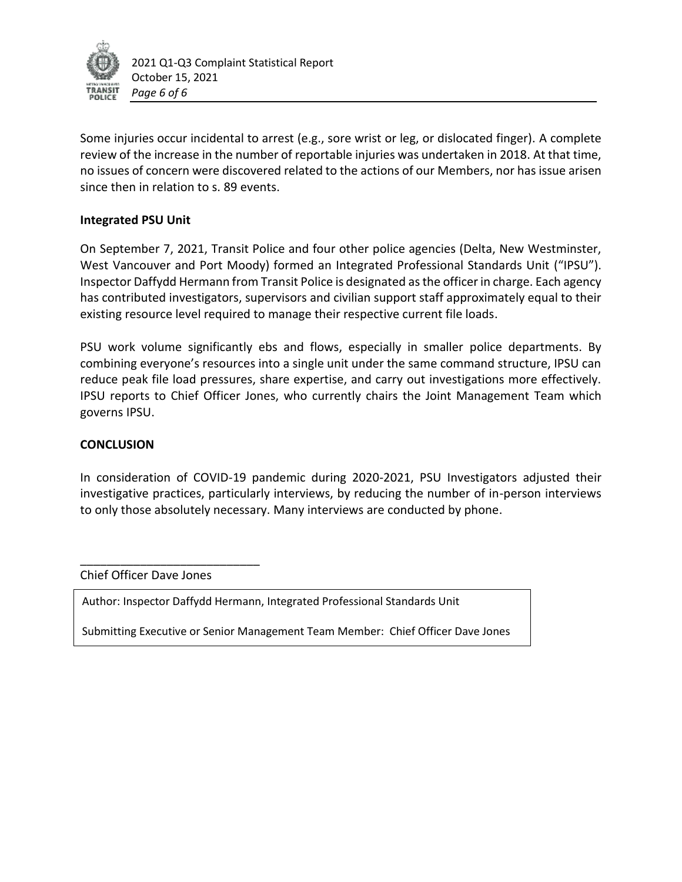Some injuries occur incidental to arrest (e.g., sore wrist or leg, or dislocated finger). A complete review of the increase in the number of reportable injuries was undertaken in 2018. At that time, no issues of concern were discovered related to the actions of our Members, nor has issue arisen since then in relation to s. 89 events.

**Integrated PSU Unit**

On September 7, 2021, Transit Police and four other police agencies (Delta, New Westminster, West Vancouver and Port Moody) formed an Integrated Professional Standards Unit ("IPSU"). Inspector Daffydd Hermann from Transit Police is designated as the officer in charge. Each agency has contributed investigators, supervisors and civilian support staff approximately equal to their existing resource level required to manage their respective current file loads.

PSU work volume significantly ebs and flows, especially in smaller police departments. By combining everyone's resources into a single unit under the same command structure, IPSU can reduce peak file load pressures, share expertise, and carry out investigations more effectively. IPSU reports to Chief Officer Jones, who currently chairs the Joint Management Team which governs IPSU.

**CONCLUSION**

In consideration of COVID-19 pandemic during 2020-2021, PSU Investigators adjusted their investigative practices, particularly interviews, by reducing the number of in-person interviews to only those absolutely necessary. Many interviews are conducted by phone.

___________________________

Chief Officer Dave Jones

Author: Inspector Daffydd Hermann, Integrated Professional Standards Unit

Submitting Executive or Senior Management Team Member: Chief Officer Dave Jones